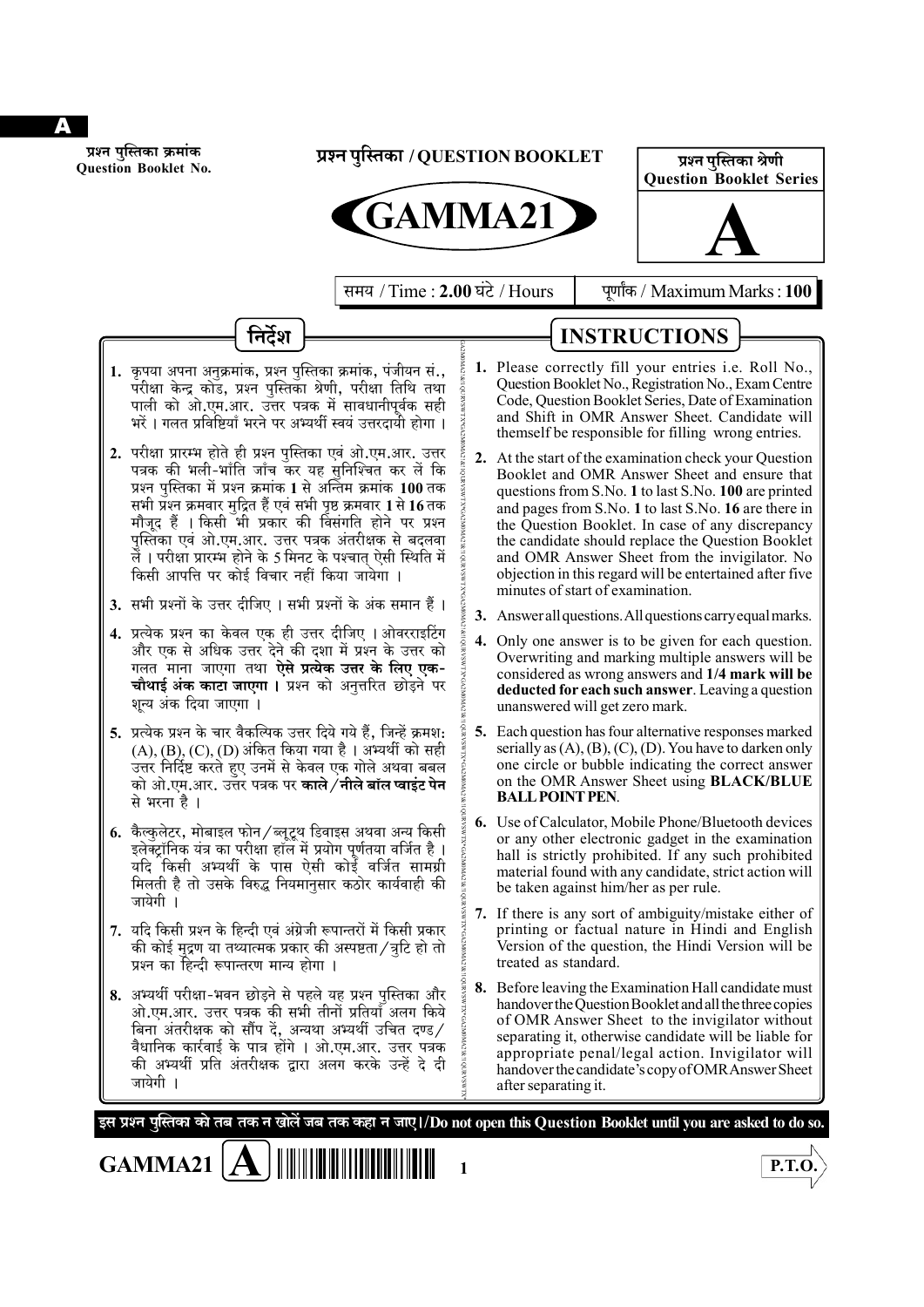A

प्रश्न पुस्तिका क्रमांक
Question Booklet No.

# प्रश्न पुस्तिका / QUESTION BOOKLET

# GAMMA21

प्रश्न पुस्तिका श्रेणी
Question Booklet Series

# A

समय / Time : **2.00** घंटे / Hours | पूर्णांक / Maximum Marks : **100**

## निर्देश

1. कृपया अपना अनुक्रमांक, प्रश्न पुस्तिका क्रमांक, पंजीयन सं., परीक्षा केन्द्र कोड, प्रश्न पुस्तिका श्रेणी, परीक्षा तिथि तथा पाली को ओ.एम.आर. उत्तर पत्रक में सावधानीपूर्वक सही भरें । गलत प्रविष्टियाँ भरने पर अभ्यर्थी स्वयं उत्तरदायी होगा ।
2. परीक्षा प्रारम्भ होते ही प्रश्न पुस्तिका एवं ओ.एम.आर. उत्तर पत्रक की भली-भाँति जाँच कर यह सुनिश्चित कर लें कि प्रश्न पुस्तिका में प्रश्न क्रमांक **1** से अन्तिम क्रमांक **100** तक सभी प्रश्न क्रमवार मुद्रित हैं एवं सभी पृष्ठ क्रमवार **1** से **16** तक मौजूद हैं । किसी भी प्रकार की विसंगति होने पर प्रश्न पुस्तिका एवं ओ.एम.आर. उत्तर पत्रक अंतरीक्षक से बदलवा लें । परीक्षा प्रारम्भ होने के 5 मिनट के पश्चात् ऐसी स्थिति में किसी आपत्ति पर कोई विचार नहीं किया जायेगा ।
3. सभी प्रश्नों के उत्तर दीजिए । सभी प्रश्नों के अंक समान हैं ।
4. प्रत्येक प्रश्न का केवल एक ही उत्तर दीजिए । ओवरराइटिंग और एक से अधिक उत्तर देने की दशा में प्रश्न के उत्तर को गलत माना जाएगा तथा **ऐसे प्रत्येक उत्तर के लिए एक-चौथाई अंक काटा जाएगा ।** प्रश्न को अनुत्तरित छोड़ने पर शून्य अंक दिया जाएगा ।
5. प्रत्येक प्रश्न के चार वैकल्पिक उत्तर दिये गये हैं, जिन्हें क्रमश: (A), (B), (C), (D) अंकित किया गया है । अभ्यर्थी को सही उत्तर निर्दिष्ट करते हुए उनमें से केवल एक गोले अथवा बबल को ओ.एम.आर. उत्तर पत्रक पर **काले / नीले बॉल प्वाइंट पेन** से भरना है ।
6. कैल्कुलेटर, मोबाइल फोन / ब्लूटूथ डिवाइस अथवा अन्य किसी इलेक्ट्रॉनिक यंत्र का परीक्षा हॉल में प्रयोग पूर्णतया वर्जित है । यदि किसी अभ्यर्थी के पास ऐसी कोई वर्जित सामग्री मिलती है तो उसके विरुद्ध नियमानुसार कठोर कार्यवाही की जायेगी ।
7. यदि किसी प्रश्न के हिन्दी एवं अंग्रेजी रूपान्तरों में किसी प्रकार की कोई मुद्रण या तथ्यात्मक प्रकार की अस्पष्टता / त्रुटि हो तो प्रश्न का हिन्दी रूपान्तरण मान्य होगा ।
8. अभ्यर्थी परीक्षा-भवन छोड़ने से पहले यह प्रश्न पुस्तिका और ओ.एम.आर. उत्तर पत्रक की सभी तीनों प्रतियाँ अलग किये बिना अंतरीक्षक को सौंप दें, अन्यथा अभ्यर्थी उचित दण्ड / वैधानिक कार्रवाई के पात्र होंगे । ओ.एम.आर. उत्तर पत्रक की अभ्यर्थी प्रति अंतरीक्षक द्वारा अलग करके उन्हें दे दी जायेगी ।

## INSTRUCTIONS

1. Please correctly fill your entries i.e. Roll No., Question Booklet No., Registration No., Exam Centre Code, Question Booklet Series, Date of Examination and Shift in OMR Answer Sheet. Candidate will themself be responsible for filling wrong entries.
2. At the start of the examination check your Question Booklet and OMR Answer Sheet and ensure that questions from S.No. **1** to last S.No. **100** are printed and pages from S.No. **1** to last S.No. **16** are there in the Question Booklet. In case of any discrepancy the candidate should replace the Question Booklet and OMR Answer Sheet from the invigilator. No objection in this regard will be entertained after five minutes of start of examination.
3. Answer all questions. All questions carry equal marks.
4. Only one answer is to be given for each question. Overwriting and marking multiple answers will be considered as wrong answers and **1/4 mark will be deducted for each such answer**. Leaving a question unanswered will get zero mark.
5. Each question has four alternative responses marked serially as (A), (B), (C), (D). You have to darken only one circle or bubble indicating the correct answer on the OMR Answer Sheet using **BLACK/BLUE BALL POINT PEN**.
6. Use of Calculator, Mobile Phone/Bluetooth devices or any other electronic gadget in the examination hall is strictly prohibited. If any such prohibited material found with any candidate, strict action will be taken against him/her as per rule.
7. If there is any sort of ambiguity/mistake either of printing or factual nature in Hindi and English Version of the question, the Hindi Version will be treated as standard.
8. Before leaving the Examination Hall candidate must handover the Question Booklet and all the three copies of OMR Answer Sheet to the invigilator without separating it, otherwise candidate will be liable for appropriate penal/legal action. Invigilator will handover the candidate's copy of OMR Answer Sheet after separating it.

**इस प्रश्न पुस्तिका को तब तक न खोलें जब तक कहा न जाए। / Do not open this Question Booklet until you are asked to do so.**

GAMMA21 **A**

P.T.O.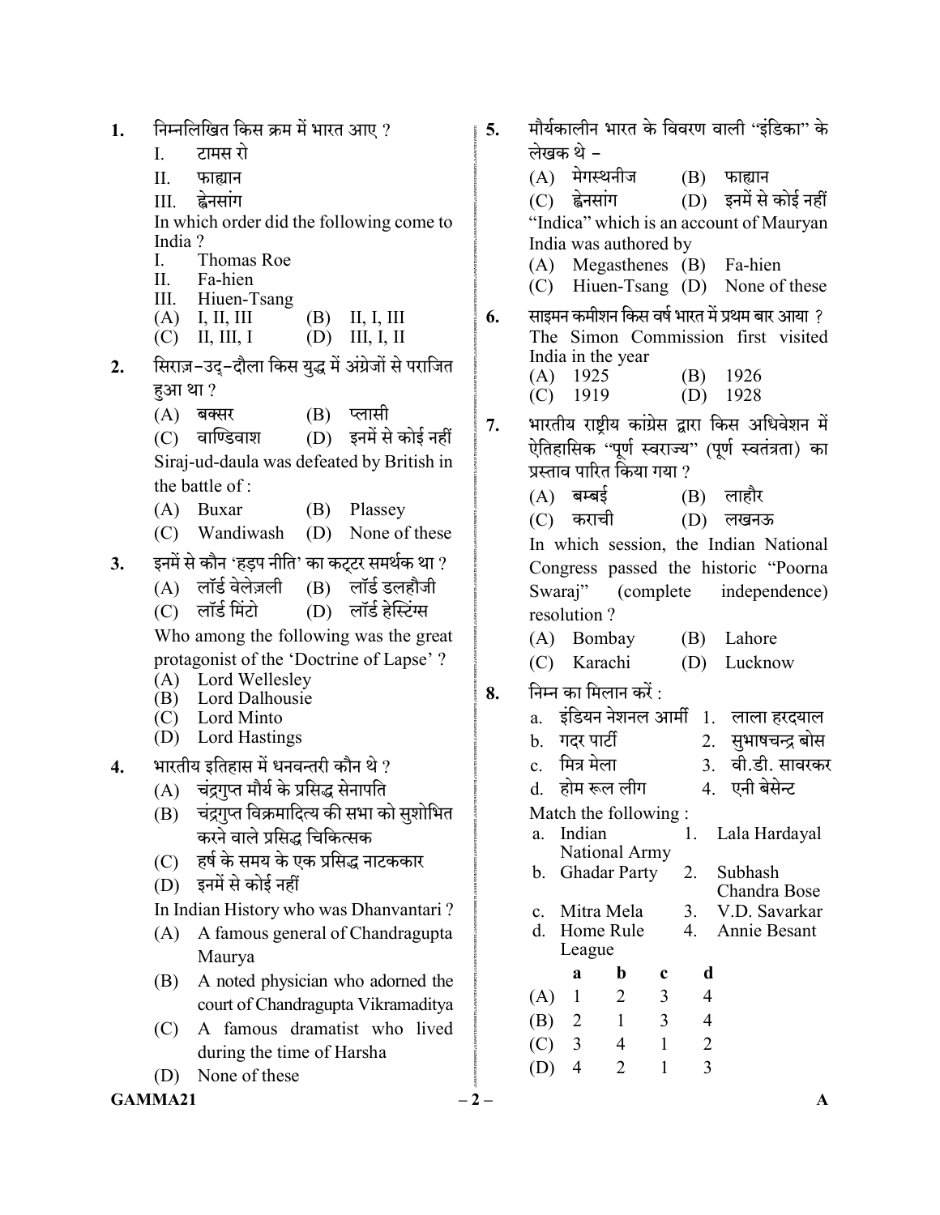1. निम्नलिखित किस क्रम में भारत आए ?
   I. टामस रो
   II. फाह्यान
   III. ह्वेनसांग

   In which order did the following come to India ?
   I. Thomas Roe
   II. Fa-hien
   III. Hiuen-Tsang

   (A) I, II, III (B) II, I, III
   (C) II, III, I (D) III, I, II

2. सिराज़–उद्–दौला किस युद्ध में अंग्रेजों से पराजित हुआ था ?
   (A) बक्सर (B) प्लासी
   (C) वाण्डिवाश (D) इनमें से कोई नहीं

   Siraj-ud-daula was defeated by British in the battle of :
   (A) Buxar (B) Plassey
   (C) Wandiwash (D) None of these

3. इनमें से कौन 'हड़प नीति' का कट्टर समर्थक था ?
   (A) लॉर्ड वेलेज़ली (B) लॉर्ड डलहौजी
   (C) लॉर्ड मिंटो (D) लॉर्ड हेस्टिंग्स

   Who among the following was the great protagonist of the 'Doctrine of Lapse' ?
   (A) Lord Wellesley
   (B) Lord Dalhousie
   (C) Lord Minto
   (D) Lord Hastings

4. भारतीय इतिहास में धनवन्तरी कौन थे ?
   (A) चंद्रगुप्त मौर्य के प्रसिद्ध सेनापति
   (B) चंद्रगुप्त विक्रमादित्य की सभा को सुशोभित करने वाले प्रसिद्ध चिकित्सक
   (C) हर्ष के समय के एक प्रसिद्ध नाटककार
   (D) इनमें से कोई नहीं

   In Indian History who was Dhanvantari ?
   (A) A famous general of Chandragupta Maurya
   (B) A noted physician who adorned the court of Chandragupta Vikramaditya
   (C) A famous dramatist who lived during the time of Harsha
   (D) None of these

5. मौर्यकालीन भारत के विवरण वाली "इंडिका" के लेखक थे –
   (A) मेगस्थनीज (B) फाह्यान
   (C) ह्वेनसांग (D) इनमें से कोई नहीं

   "Indica" which is an account of Mauryan India was authored by
   (A) Megasthenes (B) Fa-hien
   (C) Hiuen-Tsang (D) None of these

6. साइमन कमीशन किस वर्ष भारत में प्रथम बार आया ?
   The Simon Commission first visited India in the year
   (A) 1925 (B) 1926
   (C) 1919 (D) 1928

7. भारतीय राष्ट्रीय कांग्रेस द्वारा किस अधिवेशन में ऐतिहासिक "पूर्ण स्वराज्य" (पूर्ण स्वतंत्रता) का प्रस्ताव पारित किया गया ?
   (A) बम्बई (B) लाहौर
   (C) कराची (D) लखनऊ

   In which session, the Indian National Congress passed the historic "Poorna Swaraj" (complete independence) resolution ?
   (A) Bombay (B) Lahore
   (C) Karachi (D) Lucknow

8. निम्न का मिलान करें :
   a. इंडियन नेशनल आर्मी — 1. लाला हरदयाल
   b. गदर पार्टी — 2. सुभाषचन्द्र बोस
   c. मित्र मेला — 3. वी.डी. सावरकर
   d. होम रूल लीग — 4. एनी बेसेन्ट

   Match the following :
   a. Indian National Army — 1. Lala Hardayal
   b. Ghadar Party — 2. Subhash Chandra Bose
   c. Mitra Mela — 3. V.D. Savarkar
   d. Home Rule League — 4. Annie Besant

|  | a | b | c | d |
|---|---|---|---|---|
| (A) | 1 | 2 | 3 | 4 |
| (B) | 2 | 1 | 3 | 4 |
| (C) | 3 | 4 | 1 | 2 |
| (D) | 4 | 2 | 1 | 3 |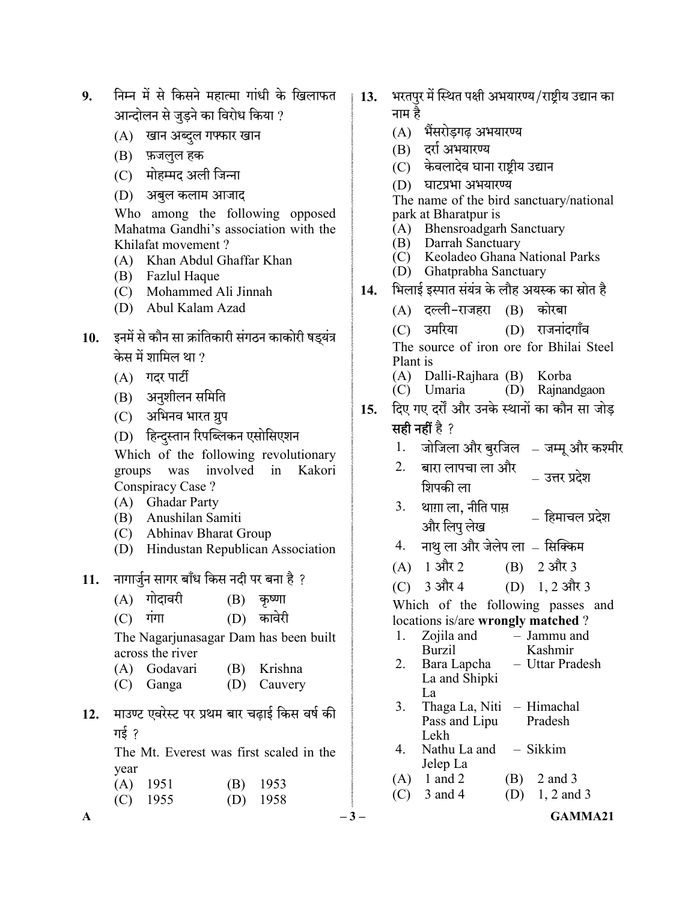**9.** निम्न में से किसने महात्मा गांधी के खिलाफत आन्दोलन से जुड़ने का विरोध किया ?

(A) खान अब्दुल गफ्फार खान

(B) फ़जलुल हक

(C) मोहम्मद अली जिन्ना

(D) अबुल कलाम आजाद

Who among the following opposed Mahatma Gandhi's association with the Khilafat movement ?

(A) Khan Abdul Ghaffar Khan

(B) Fazlul Haque

(C) Mohammed Ali Jinnah

(D) Abul Kalam Azad

**10.** इनमें से कौन सा क्रांतिकारी संगठन काकोरी षड्यंत्र केस में शामिल था ?

(A) गदर पार्टी

(B) अनुशीलन समिति

(C) अभिनव भारत ग्रुप

(D) हिन्दुस्तान रिपब्लिकन एसोसिएशन

Which of the following revolutionary groups was involved in Kakori Conspiracy Case ?

(A) Ghadar Party

(B) Anushilan Samiti

(C) Abhinav Bharat Group

(D) Hindustan Republican Association

**11.** नागार्जुन सागर बाँध किस नदी पर बना है ?

(A) गोदावरी (B) कृष्णा

(C) गंगा (D) कावेरी

The Nagarjunasagar Dam has been built across the river

(A) Godavari (B) Krishna

(C) Ganga (D) Cauvery

**12.** माउण्ट एवरेस्ट पर प्रथम बार चढ़ाई किस वर्ष की गई ?

The Mt. Everest was first scaled in the year

(A) 1951 (B) 1953

(C) 1955 (D) 1958

**13.** भरतपुर में स्थित पक्षी अभयारण्य/राष्ट्रीय उद्यान का नाम है

(A) भैंसरोड़गढ़ अभयारण्य

(B) दर्रा अभयारण्य

(C) केवलादेव घाना राष्ट्रीय उद्यान

(D) घाटप्रभा अभयारण्य

The name of the bird sanctuary/national park at Bharatpur is

(A) Bhensroadgarh Sanctuary

(B) Darrah Sanctuary

(C) Keoladeo Ghana National Parks

(D) Ghatprabha Sanctuary

**14.** भिलाई इस्पात संयंत्र के लौह अयस्क का स्रोत है

(A) दल्ली-राजहरा (B) कोरबा

(C) उमरिया (D) राजनांदगाँव

The source of iron ore for Bhilai Steel Plant is

(A) Dalli-Rajhara (B) Korba

(C) Umaria (D) Rajnandgaon

**15.** दिए गए दर्रों और उनके स्थानों का कौन सा जोड़ **सही नहीं** है ?

1. जोजिला और बुरजिल – जम्मू और कश्मीर
2. बारा लापचा ला और शिपकी ला – उत्तर प्रदेश
3. थाग़ा ला, नीति पास़ और लिपु लेख – हिमाचल प्रदेश
4. नाथु ला और जेलेप ला – सिक्किम

(A) 1 और 2 (B) 2 और 3

(C) 3 और 4 (D) 1, 2 और 3

Which of the following passes and locations is/are **wrongly matched** ?

1. Zojila and Burzil – Jammu and Kashmir
2. Bara Lapcha La and Shipki La – Uttar Pradesh
3. Thaga La, Niti Pass and Lipu Lekh – Himachal Pradesh
4. Nathu La and Jelep La – Sikkim

(A) 1 and 2 (B) 2 and 3

(C) 3 and 4 (D) 1, 2 and 3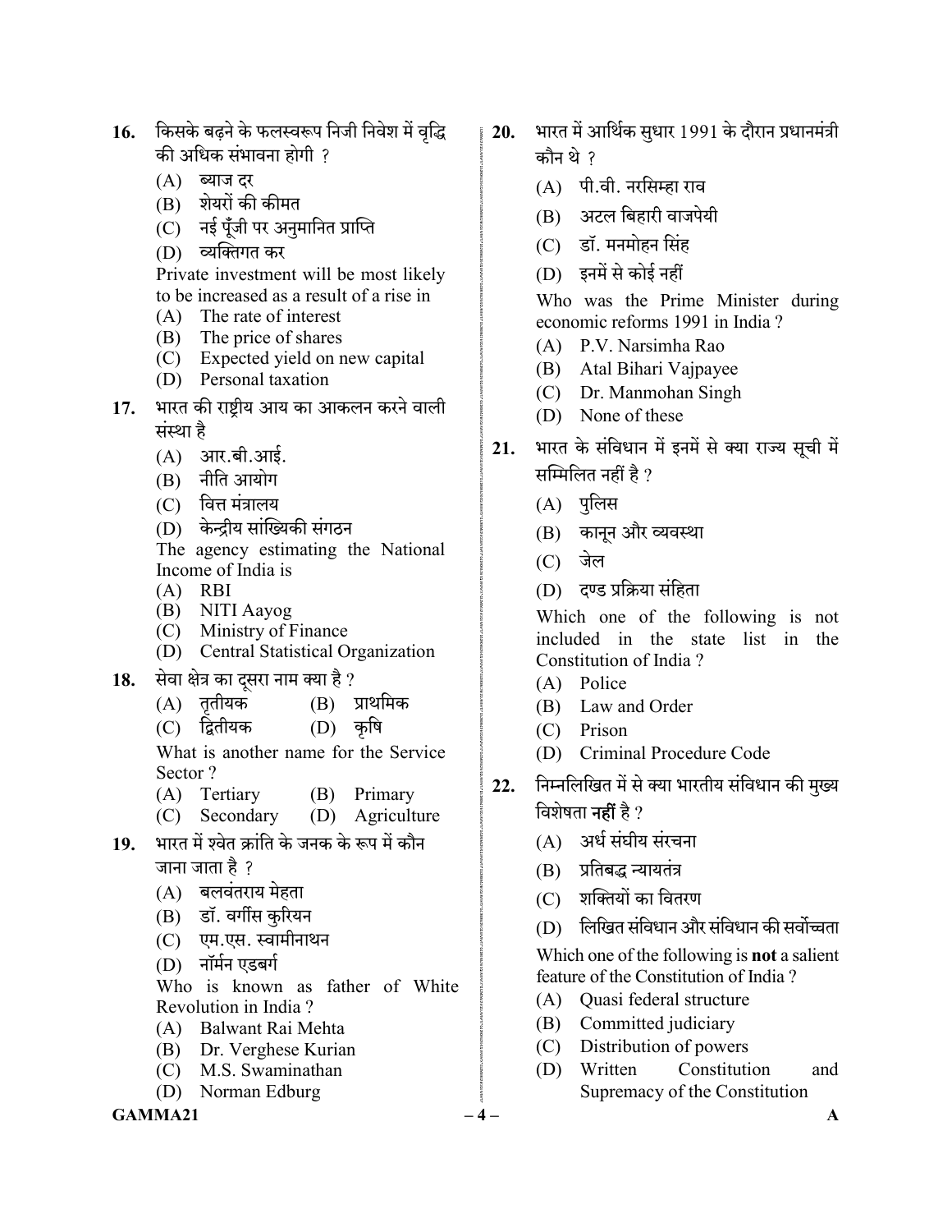16. किसके बढ़ने के फलस्वरूप निजी निवेश में वृद्धि की अधिक संभावना होगी ?
    (A) ब्याज दर
    (B) शेयरों की कीमत
    (C) नई पूँजी पर अनुमानित प्राप्ति
    (D) व्यक्तिगत कर

    Private investment will be most likely to be increased as a result of a rise in
    (A) The rate of interest
    (B) The price of shares
    (C) Expected yield on new capital
    (D) Personal taxation

17. भारत की राष्ट्रीय आय का आकलन करने वाली संस्था है
    (A) आर.बी.आई.
    (B) नीति आयोग
    (C) वित्त मंत्रालय
    (D) केन्द्रीय सांख्यिकी संगठन

    The agency estimating the National Income of India is
    (A) RBI
    (B) NITI Aayog
    (C) Ministry of Finance
    (D) Central Statistical Organization

18. सेवा क्षेत्र का दूसरा नाम क्या है ?
    (A) तृतीयक (B) प्राथमिक
    (C) द्वितीयक (D) कृषि

    What is another name for the Service Sector ?
    (A) Tertiary (B) Primary
    (C) Secondary (D) Agriculture

19. भारत में श्वेत क्रांति के जनक के रूप में कौन जाना जाता है ?
    (A) बलवंतराय मेहता
    (B) डॉ. वर्गीस कुरियन
    (C) एम.एस. स्वामीनाथन
    (D) नॉर्मन एडबर्ग

    Who is known as father of White Revolution in India ?
    (A) Balwant Rai Mehta
    (B) Dr. Verghese Kurian
    (C) M.S. Swaminathan
    (D) Norman Edburg

20. भारत में आर्थिक सुधार 1991 के दौरान प्रधानमंत्री कौन थे ?
    (A) पी.वी. नरसिम्हा राव
    (B) अटल बिहारी वाजपेयी
    (C) डॉ. मनमोहन सिंह
    (D) इनमें से कोई नहीं

    Who was the Prime Minister during economic reforms 1991 in India ?
    (A) P.V. Narsimha Rao
    (B) Atal Bihari Vajpayee
    (C) Dr. Manmohan Singh
    (D) None of these

21. भारत के संविधान में इनमें से क्या राज्य सूची में सम्मिलित नहीं है ?
    (A) पुलिस
    (B) कानून और व्यवस्था
    (C) जेल
    (D) दण्ड प्रक्रिया संहिता

    Which one of the following is not included in the state list in the Constitution of India ?
    (A) Police
    (B) Law and Order
    (C) Prison
    (D) Criminal Procedure Code

22. निम्नलिखित में से क्या भारतीय संविधान की मुख्य विशेषता **नहीं** है ?
    (A) अर्ध संघीय संरचना
    (B) प्रतिबद्ध न्यायतंत्र
    (C) शक्तियों का वितरण
    (D) लिखित संविधान और संविधान की सर्वोच्चता

    Which one of the following is **not** a salient feature of the Constitution of India ?
    (A) Quasi federal structure
    (B) Committed judiciary
    (C) Distribution of powers
    (D) Written Constitution and Supremacy of the Constitution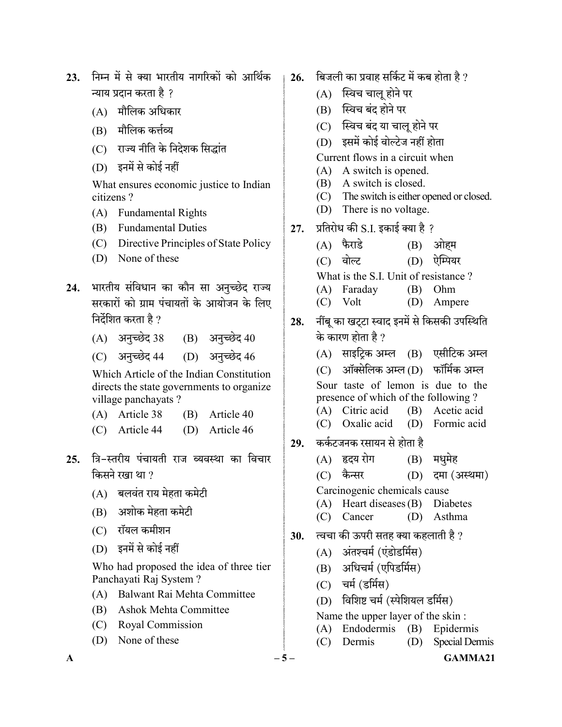**23.** निम्न में से क्या भारतीय नागरिकों को आर्थिक न्याय प्रदान करता है ?

(A) मौलिक अधिकार

(B) मौलिक कर्त्तव्य

(C) राज्य नीति के निदेशक सिद्धांत

(D) इनमें से कोई नहीं

What ensures economic justice to Indian citizens ?

(A) Fundamental Rights

(B) Fundamental Duties

(C) Directive Principles of State Policy

(D) None of these

**24.** भारतीय संविधान का कौन सा अनुच्छेद राज्य सरकारों को ग्राम पंचायतों के आयोजन के लिए निर्देशित करता है ?

(A) अनुच्छेद 38 (B) अनुच्छेद 40

(C) अनुच्छेद 44 (D) अनुच्छेद 46

Which Article of the Indian Constitution directs the state governments to organize village panchayats ?

(A) Article 38 (B) Article 40

(C) Article 44 (D) Article 46

**25.** त्रि-स्तरीय पंचायती राज व्यवस्था का विचार किसने रखा था ?

(A) बलवंत राय मेहता कमेटी

(B) अशोक मेहता कमेटी

(C) रॉयल कमीशन

(D) इनमें से कोई नहीं

Who had proposed the idea of three tier Panchayati Raj System ?

(A) Balwant Rai Mehta Committee

(B) Ashok Mehta Committee

(C) Royal Commission

(D) None of these

**26.** बिजली का प्रवाह सर्किट में कब होता है ?

(A) स्विच चालू होने पर

(B) स्विच बंद होने पर

(C) स्विच बंद या चालू होने पर

(D) इसमें कोई वोल्टेज नहीं होता

Current flows in a circuit when

(A) A switch is opened.

(B) A switch is closed.

(C) The switch is either opened or closed.

(D) There is no voltage.

**27.** प्रतिरोध की S.I. इकाई क्या है ?

(A) फैराडे (B) ओहम

(C) वोल्ट (D) ऐम्पियर

What is the S.I. Unit of resistance ?

(A) Faraday (B) Ohm

(C) Volt (D) Ampere

**28.** नींबू का खट्टा स्वाद इनमें से किसकी उपस्थिति के कारण होता है ?

(A) साइट्रिक अम्ल (B) एसीटिक अम्ल

(C) ऑक्सेलिक अम्ल (D) फॉर्मिक अम्ल

Sour taste of lemon is due to the presence of which of the following ?

(A) Citric acid (B) Acetic acid

(C) Oxalic acid (D) Formic acid

**29.** कर्कटजनक रसायन से होता है

(A) हृदय रोग (B) मधुमेह

(C) कैन्सर (D) दमा (अस्थमा)

Carcinogenic chemicals cause

(A) Heart diseases (B) Diabetes

(C) Cancer (D) Asthma

**30.** त्वचा की ऊपरी सतह क्या कहलाती है ?

(A) अंतश्चर्म (एंडोडर्मिस)

(B) अधिचर्म (एपिडर्मिस)

(C) चर्म (डर्मिस)

(D) विशिष्ट चर्म (स्पेशियल डर्मिस)

Name the upper layer of the skin :

(A) Endodermis (B) Epidermis

(C) Dermis (D) Special Dermis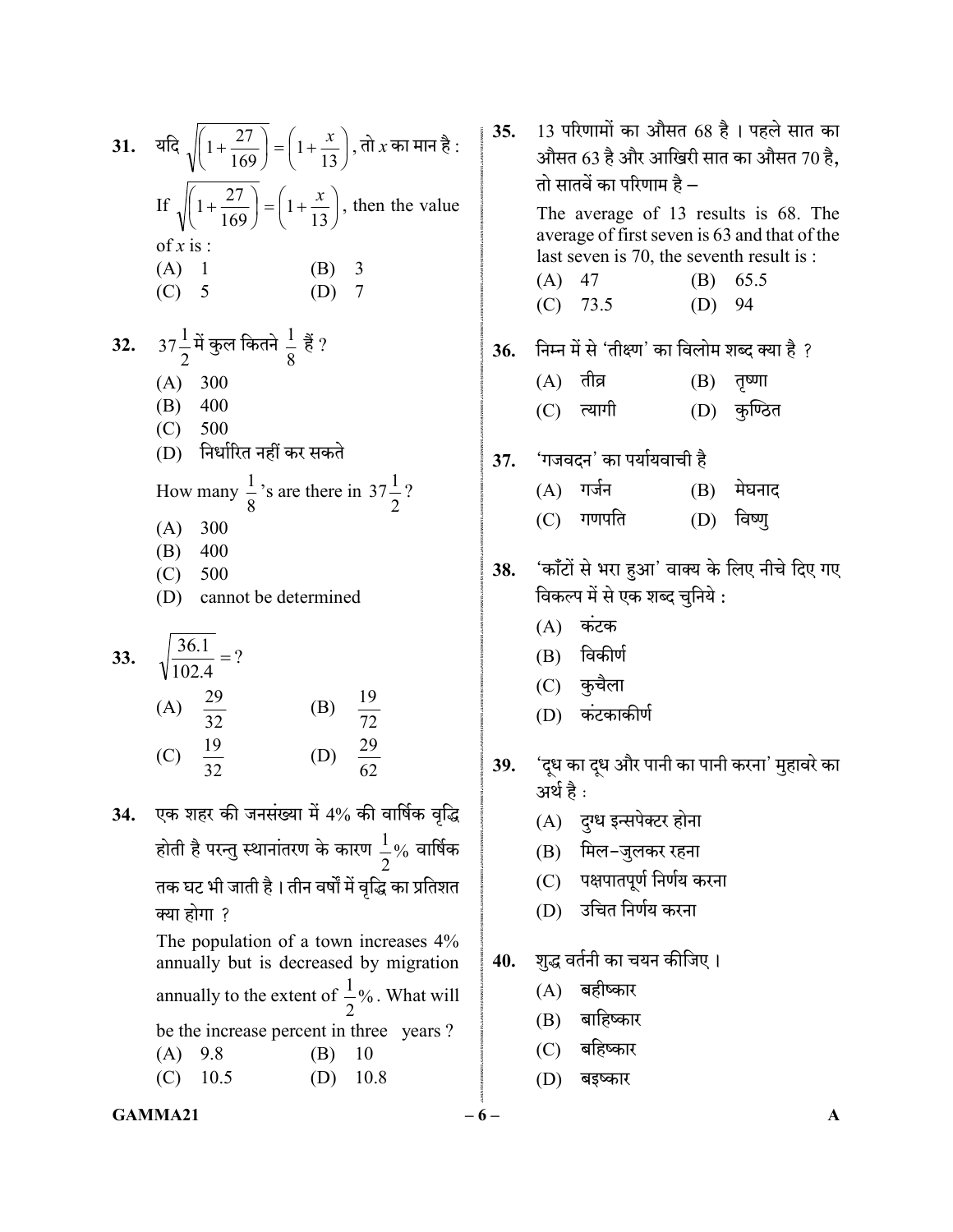**31.** यदि $\sqrt{\left(1+\frac{27}{169}\right)} = \left(1+\frac{x}{13}\right)$, तो $x$ का मान है :

If $\sqrt{\left(1+\frac{27}{169}\right)} = \left(1+\frac{x}{13}\right)$, then the value of $x$ is :

(A) 1 (B) 3
(C) 5 (D) 7

**32.** $37\frac{1}{2}$ में कुल कितने $\frac{1}{8}$ हैं ?

(A) 300
(B) 400
(C) 500
(D) निर्धारित नहीं कर सकते

How many $\frac{1}{8}$'s are there in $37\frac{1}{2}$?

(A) 300
(B) 400
(C) 500
(D) cannot be determined

**33.** $\sqrt{\frac{36.1}{102.4}} = ?$

(A) $\frac{29}{32}$ (B) $\frac{19}{72}$
(C) $\frac{19}{32}$ (D) $\frac{29}{62}$

**34.** एक शहर की जनसंख्या में 4% की वार्षिक वृद्धि होती है परन्तु स्थानांतरण के कारण $\frac{1}{2}$% वार्षिक तक घट भी जाती है । तीन वर्षों में वृद्धि का प्रतिशत क्या होगा ?

The population of a town increases 4% annually but is decreased by migration annually to the extent of $\frac{1}{2}$%. What will be the increase percent in three years ?

(A) 9.8 (B) 10
(C) 10.5 (D) 10.8

**35.** 13 परिणामों का औसत 68 है । पहले सात का औसत 63 है और आखिरी सात का औसत 70 है, तो सातवें का परिणाम है –

The average of 13 results is 68. The average of first seven is 63 and that of the last seven is 70, the seventh result is :

(A) 47 (B) 65.5
(C) 73.5 (D) 94

**36.** निम्न में से 'तीक्ष्ण' का विलोम शब्द क्या है ?

(A) तीव्र (B) तृष्णा
(C) त्यागी (D) कुण्ठित

**37.** 'गजवदन' का पर्यायवाची है

(A) गर्जन (B) मेघनाद
(C) गणपति (D) विष्णु

**38.** 'काँटों से भरा हुआ' वाक्य के लिए नीचे दिए गए विकल्प में से एक शब्द चुनिये :

(A) कंटक
(B) विकीर्ण
(C) कुचैला
(D) कंटकाकीर्ण

**39.** 'दूध का दूध और पानी का पानी करना' मुहावरे का अर्थ है :

(A) दुग्ध इन्सपेक्टर होना
(B) मिल-जुलकर रहना
(C) पक्षपातपूर्ण निर्णय करना
(D) उचित निर्णय करना

**40.** शुद्ध वर्तनी का चयन कीजिए ।

(A) बहीष्कार
(B) बाहिष्कार
(C) बहिष्कार
(D) बइष्कार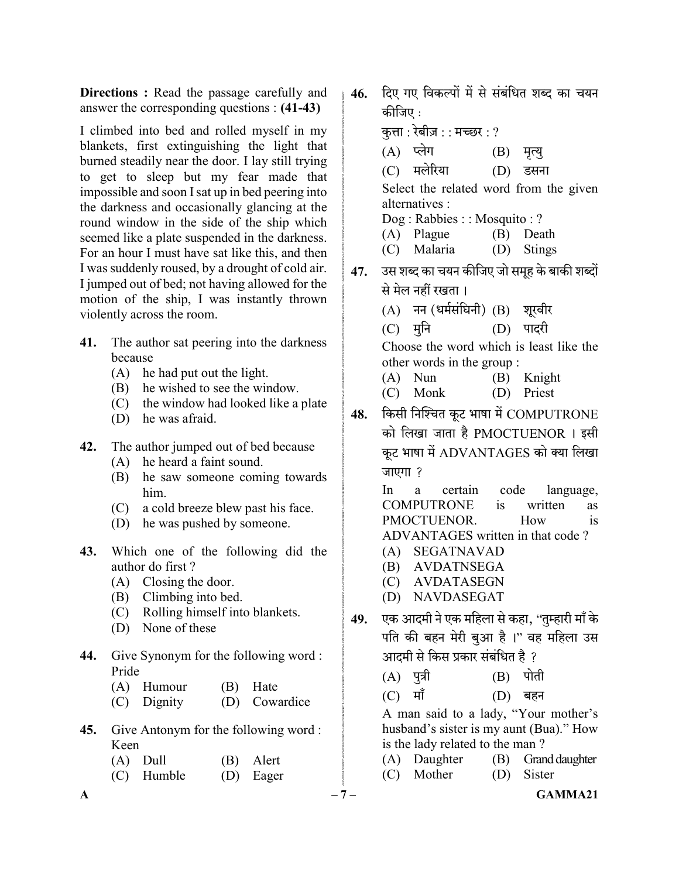**Directions :** Read the passage carefully and answer the corresponding questions : **(41-43)**

I climbed into bed and rolled myself in my blankets, first extinguishing the light that burned steadily near the door. I lay still trying to get to sleep but my fear made that impossible and soon I sat up in bed peering into the darkness and occasionally glancing at the round window in the side of the ship which seemed like a plate suspended in the darkness. For an hour I must have sat like this, and then I was suddenly roused, by a drought of cold air. I jumped out of bed; not having allowed for the motion of the ship, I was instantly thrown violently across the room.

**41.** The author sat peering into the darkness because

(A) he had put out the light.
(B) he wished to see the window.
(C) the window had looked like a plate
(D) he was afraid.

**42.** The author jumped out of bed because

(A) he heard a faint sound.
(B) he saw someone coming towards him.
(C) a cold breeze blew past his face.
(D) he was pushed by someone.

**43.** Which one of the following did the author do first ?

(A) Closing the door.
(B) Climbing into bed.
(C) Rolling himself into blankets.
(D) None of these

**44.** Give Synonym for the following word : Pride

(A) Humour (B) Hate
(C) Dignity (D) Cowardice

**45.** Give Antonym for the following word : Keen

(A) Dull (B) Alert
(C) Humble (D) Eager

**46.** दिए गए विकल्पों में से संबंधित शब्द का चयन कीजिए :

कुत्ता : रेबीज़ : : मच्छर : ?

(A) प्लेग (B) मृत्यु
(C) मलेरिया (D) डसना

Select the related word from the given alternatives :

Dog : Rabbies : : Mosquito : ?

(A) Plague (B) Death
(C) Malaria (D) Stings

**47.** उस शब्द का चयन कीजिए जो समूह के बाकी शब्दों से मेल नहीं रखता ।

(A) नन (धर्मसंघिनी) (B) शूरवीर
(C) मुनि (D) पादरी

Choose the word which is least like the other words in the group :

(A) Nun (B) Knight
(C) Monk (D) Priest

**48.** किसी निश्चित कूट भाषा में COMPUTRONE को लिखा जाता है PMOCTUENOR । इसी कूट भाषा में ADVANTAGES को क्या लिखा जाएगा ?

In a certain code language, COMPUTRONE is written as PMOCTUENOR. How is ADVANTAGES written in that code ?

(A) SEGATNAVAD
(B) AVDATNSEGA
(C) AVDATASEGN
(D) NAVDASEGAT

**49.** एक आदमी ने एक महिला से कहा, "तुम्हारी माँ के पति की बहन मेरी बुआ है ।" वह महिला उस आदमी से किस प्रकार संबंधित है ?

(A) पुत्री (B) पोती
(C) माँ (D) बहन

A man said to a lady, "Your mother's husband's sister is my aunt (Bua)." How is the lady related to the man ?

(A) Daughter (B) Grand daughter
(C) Mother (D) Sister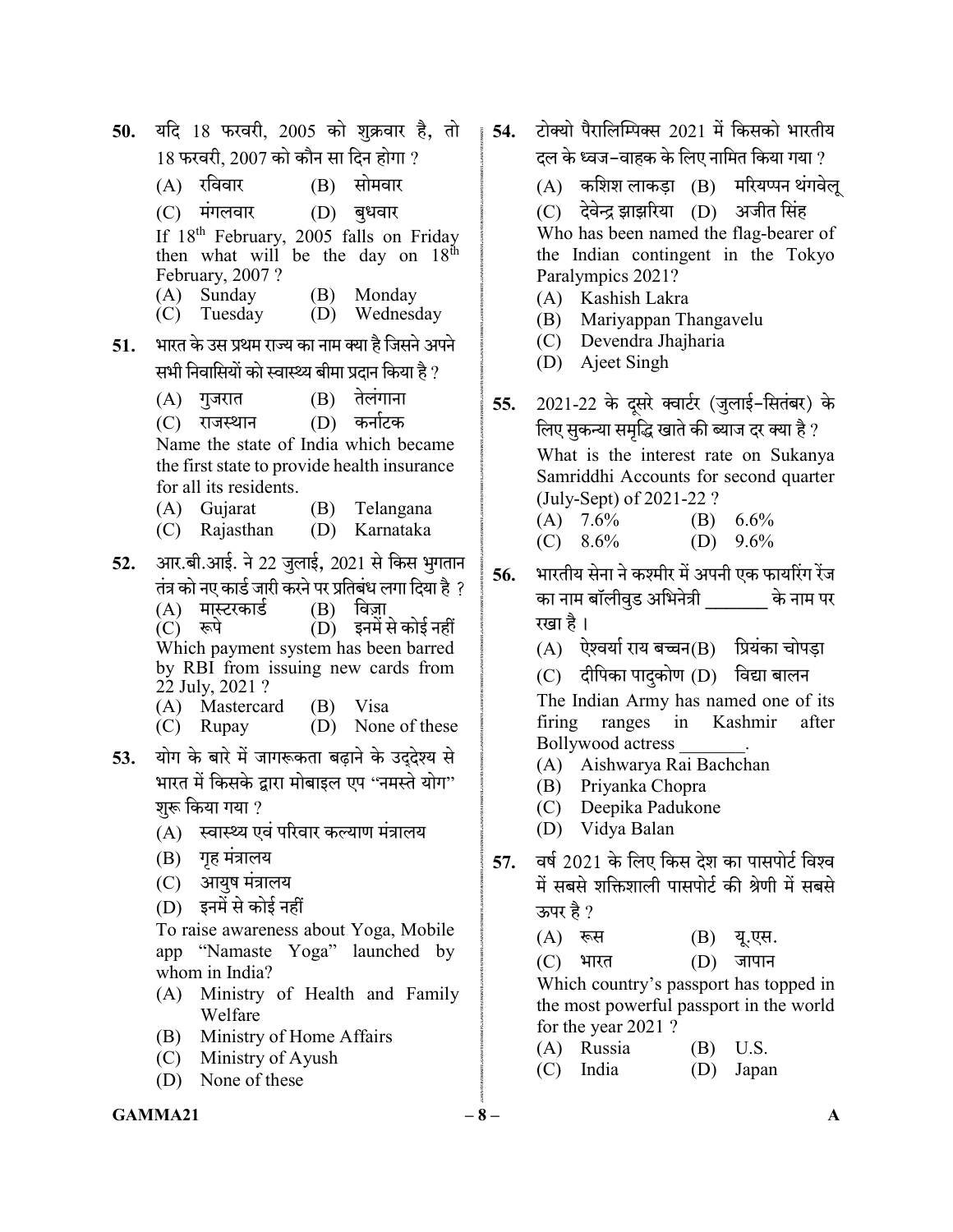**50.** यदि 18 फरवरी, 2005 को शुक्रवार है, तो 18 फरवरी, 2007 को कौन सा दिन होगा ?

(A) रविवार (B) सोमवार

(C) मंगलवार (D) बुधवार

If 18th February, 2005 falls on Friday then what will be the day on 18th February, 2007 ?

(A) Sunday (B) Monday

(C) Tuesday (D) Wednesday

**51.** भारत के उस प्रथम राज्य का नाम क्या है जिसने अपने सभी निवासियों को स्वास्थ्य बीमा प्रदान किया है ?

(A) गुजरात (B) तेलंगाना

(C) राजस्थान (D) कर्नाटक

Name the state of India which became the first state to provide health insurance for all its residents.

(A) Gujarat (B) Telangana

(C) Rajasthan (D) Karnataka

**52.** आर.बी.आई. ने 22 जुलाई, 2021 से किस भुगतान तंत्र को नए कार्ड जारी करने पर प्रतिबंध लगा दिया है ?

(A) मास्टरकार्ड (B) विज़ा

(C) रूपे (D) इनमें से कोई नहीं

Which payment system has been barred by RBI from issuing new cards from 22 July, 2021 ?

(A) Mastercard (B) Visa

(C) Rupay (D) None of these

**53.** योग के बारे में जागरूकता बढ़ाने के उद्देश्य से भारत में किसके द्वारा मोबाइल एप "नमस्ते योग" शुरू किया गया ?

(A) स्वास्थ्य एवं परिवार कल्याण मंत्रालय

(B) गृह मंत्रालय

(C) आयुष मंत्रालय

(D) इनमें से कोई नहीं

To raise awareness about Yoga, Mobile app "Namaste Yoga" launched by whom in India?

(A) Ministry of Health and Family Welfare

(B) Ministry of Home Affairs

(C) Ministry of Ayush

(D) None of these

**54.** टोक्यो पैरालिम्पिक्स 2021 में किसको भारतीय दल के ध्वज-वाहक के लिए नामित किया गया ?

(A) कशिश लाकड़ा (B) मरियप्पन थंगवेलू

(C) देवेन्द्र झाझरिया (D) अजीत सिंह

Who has been named the flag-bearer of the Indian contingent in the Tokyo Paralympics 2021?

(A) Kashish Lakra

(B) Mariyappan Thangavelu

(C) Devendra Jhajharia

(D) Ajeet Singh

**55.** 2021-22 के दूसरे क्वार्टर (जुलाई-सितंबर) के लिए सुकन्या समृद्धि खाते की ब्याज दर क्या है ?

What is the interest rate on Sukanya Samriddhi Accounts for second quarter (July-Sept) of 2021-22 ?

(A) 7.6% (B) 6.6%

(C) 8.6% (D) 9.6%

**56.** भारतीय सेना ने कश्मीर में अपनी एक फायरिंग रेंज का नाम बॉलीवुड अभिनेत्री _______ के नाम पर रखा है ।

(A) ऐश्वर्या राय बच्चन (B) प्रियंका चोपड़ा

(C) दीपिका पादुकोण (D) विद्या बालन

The Indian Army has named one of its firing ranges in Kashmir after Bollywood actress _______.

(A) Aishwarya Rai Bachchan

(B) Priyanka Chopra

(C) Deepika Padukone

(D) Vidya Balan

**57.** वर्ष 2021 के लिए किस देश का पासपोर्ट विश्व में सबसे शक्तिशाली पासपोर्ट की श्रेणी में सबसे ऊपर है ?

(A) रूस (B) यू.एस.

(C) भारत (D) जापान

Which country's passport has topped in the most powerful passport in the world for the year 2021 ?

(A) Russia (B) U.S.

(C) India (D) Japan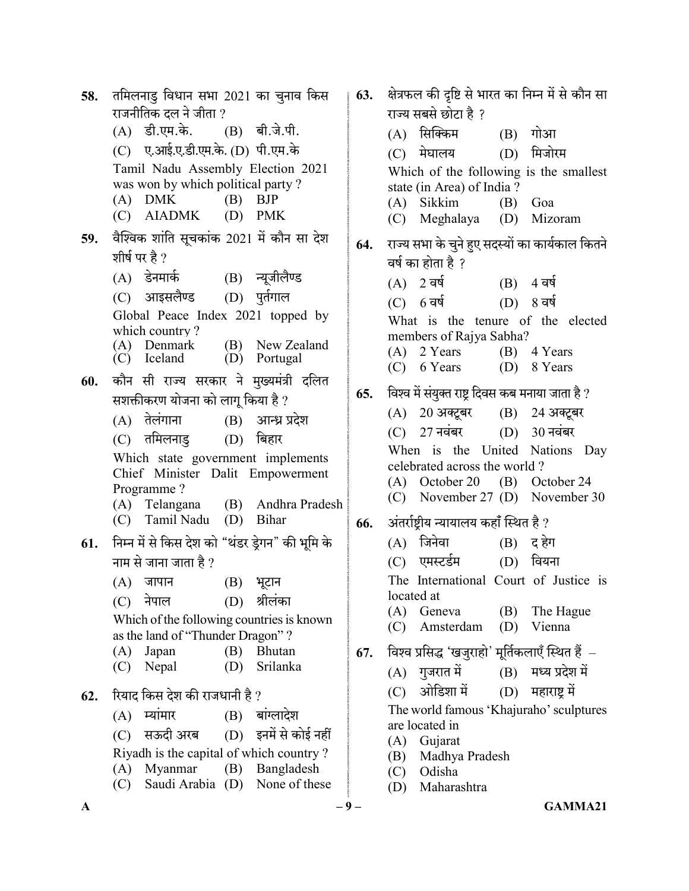58. तमिलनाडु विधान सभा 2021 का चुनाव किस राजनीतिक दल ने जीता ?

(A) डी.एम.के. (B) बी.जे.पी.
(C) ए.आई.ए.डी.एम.के. (D) पी.एम.के

Tamil Nadu Assembly Election 2021 was won by which political party ?

(A) DMK (B) BJP
(C) AIADMK (D) PMK

59. वैश्विक शांति सूचकांक 2021 में कौन सा देश शीर्ष पर है ?

(A) डेनमार्क (B) न्यूजीलैण्ड
(C) आइसलैण्ड (D) पुर्तगाल

Global Peace Index 2021 topped by which country ?

(A) Denmark (B) New Zealand
(C) Iceland (D) Portugal

60. कौन सी राज्य सरकार ने मुख्यमंत्री दलित सशक्तीकरण योजना को लागू किया है ?

(A) तेलंगाना (B) आन्ध्र प्रदेश
(C) तमिलनाडु (D) बिहार

Which state government implements Chief Minister Dalit Empowerment Programme ?

(A) Telangana (B) Andhra Pradesh
(C) Tamil Nadu (D) Bihar

61. निम्न में से किस देश को "थंडर ड्रेगन" की भूमि के नाम से जाना जाता है ?

(A) जापान (B) भूटान
(C) नेपाल (D) श्रीलंका

Which of the following countries is known as the land of "Thunder Dragon" ?

(A) Japan (B) Bhutan
(C) Nepal (D) Srilanka

62. रियाद किस देश की राजधानी है ?

(A) म्यांमार (B) बांग्लादेश
(C) सऊदी अरब (D) इनमें से कोई नहीं

Riyadh is the capital of which country ?

(A) Myanmar (B) Bangladesh
(C) Saudi Arabia (D) None of these

63. क्षेत्रफल की दृष्टि से भारत का निम्न में से कौन सा राज्य सबसे छोटा है ?

(A) सिक्किम (B) गोआ
(C) मेघालय (D) मिजोरम

Which of the following is the smallest state (in Area) of India ?

(A) Sikkim (B) Goa
(C) Meghalaya (D) Mizoram

64. राज्य सभा के चुने हुए सदस्यों का कार्यकाल कितने वर्ष का होता है ?

(A) 2 वर्ष (B) 4 वर्ष
(C) 6 वर्ष (D) 8 वर्ष

What is the tenure of the elected members of Rajya Sabha?

(A) 2 Years (B) 4 Years
(C) 6 Years (D) 8 Years

65. विश्व में संयुक्त राष्ट्र दिवस कब मनाया जाता है ?

(A) 20 अक्टूबर (B) 24 अक्टूबर
(C) 27 नवंबर (D) 30 नवंबर

When is the United Nations Day celebrated across the world ?

(A) October 20 (B) October 24
(C) November 27 (D) November 30

66. अंतर्राष्ट्रीय न्यायालय कहाँ स्थित है ?

(A) जिनेवा (B) द हेग
(C) एमस्टर्डम (D) वियना

The International Court of Justice is located at

(A) Geneva (B) The Hague
(C) Amsterdam (D) Vienna

67. विश्व प्रसिद्ध 'खजुराहो' मूर्तिकलाएँ स्थित हैं –

(A) गुजरात में (B) मध्य प्रदेश में
(C) ओडिशा में (D) महाराष्ट्र में

The world famous 'Khajuraho' sculptures are located in

(A) Gujarat
(B) Madhya Pradesh
(C) Odisha
(D) Maharashtra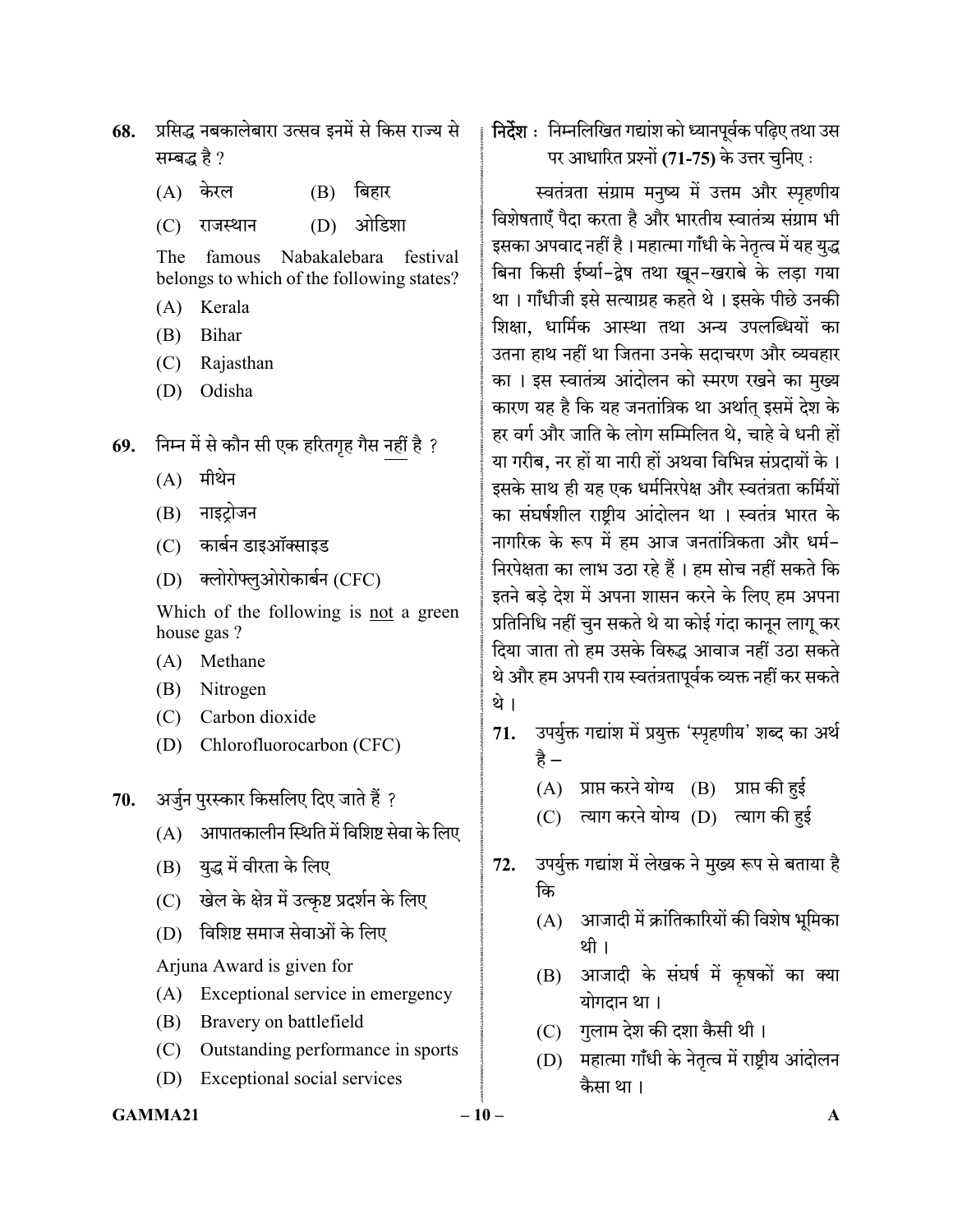68. प्रसिद्ध नबकालेबारा उत्सव इनमें से किस राज्य से सम्बद्ध है ?

(A) केरल (B) बिहार

(C) राजस्थान (D) ओडिशा

The famous Nabakalebara festival belongs to which of the following states?

(A) Kerala

(B) Bihar

(C) Rajasthan

(D) Odisha

69. निम्न में से कौन सी एक हरितगृह गैस नहीं है ?

(A) मीथेन

(B) नाइट्रोजन

(C) कार्बन डाइऑक्साइड

(D) क्लोरोफ्लुओरोकार्बन (CFC)

Which of the following is not a green house gas ?

(A) Methane

(B) Nitrogen

(C) Carbon dioxide

(D) Chlorofluorocarbon (CFC)

70. अर्जुन पुरस्कार किसलिए दिए जाते हैं ?

(A) आपातकालीन स्थिति में विशिष्ट सेवा के लिए

(B) युद्ध में वीरता के लिए

(C) खेल के क्षेत्र में उत्कृष्ट प्रदर्शन के लिए

(D) विशिष्ट समाज सेवाओं के लिए

Arjuna Award is given for

(A) Exceptional service in emergency

(B) Bravery on battlefield

(C) Outstanding performance in sports

(D) Exceptional social services

**निर्देश :** निम्नलिखित गद्यांश को ध्यानपूर्वक पढ़िए तथा उस पर आधारित प्रश्नों **(71-75)** के उत्तर चुनिए :

स्वतंत्रता संग्राम मनुष्य में उत्तम और स्पृहणीय विशेषताएँ पैदा करता है और भारतीय स्वातंत्र्य संग्राम भी इसका अपवाद नहीं है । महात्मा गाँधी के नेतृत्व में यह युद्ध बिना किसी ईर्ष्या-द्वेष तथा खून-खराबे के लड़ा गया था । गाँधीजी इसे सत्याग्रह कहते थे । इसके पीछे उनकी शिक्षा, धार्मिक आस्था तथा अन्य उपलब्धियों का उतना हाथ नहीं था जितना उनके सदाचरण और व्यवहार का । इस स्वातंत्र्य आंदोलन को स्मरण रखने का मुख्य कारण यह है कि यह जनतांत्रिक था अर्थात् इसमें देश के हर वर्ग और जाति के लोग सम्मिलित थे, चाहे वे धनी हों या गरीब, नर हों या नारी हों अथवा विभिन्न संप्रदायों के । इसके साथ ही यह एक धर्मनिरपेक्ष और स्वतंत्रता कर्मियों का संघर्षशील राष्ट्रीय आंदोलन था । स्वतंत्र भारत के नागरिक के रूप में हम आज जनतांत्रिकता और धर्म-निरपेक्षता का लाभ उठा रहे हैं । हम सोच नहीं सकते कि इतने बड़े देश में अपना शासन करने के लिए हम अपना प्रतिनिधि नहीं चुन सकते थे या कोई गंदा कानून लागू कर दिया जाता तो हम उसके विरुद्ध आवाज नहीं उठा सकते थे और हम अपनी राय स्वतंत्रतापूर्वक व्यक्त नहीं कर सकते थे ।

71. उपर्युक्त गद्यांश में प्रयुक्त 'स्पृहणीय' शब्द का अर्थ है –

(A) प्राप्त करने योग्य (B) प्राप्त की हुई

(C) त्याग करने योग्य (D) त्याग की हुई

72. उपर्युक्त गद्यांश में लेखक ने मुख्य रूप से बताया है कि

(A) आजादी में क्रांतिकारियों की विशेष भूमिका थी ।

(B) आजादी के संघर्ष में कृषकों का क्या योगदान था ।

(C) गुलाम देश की दशा कैसी थी ।

(D) महात्मा गाँधी के नेतृत्व में राष्ट्रीय आंदोलन कैसा था ।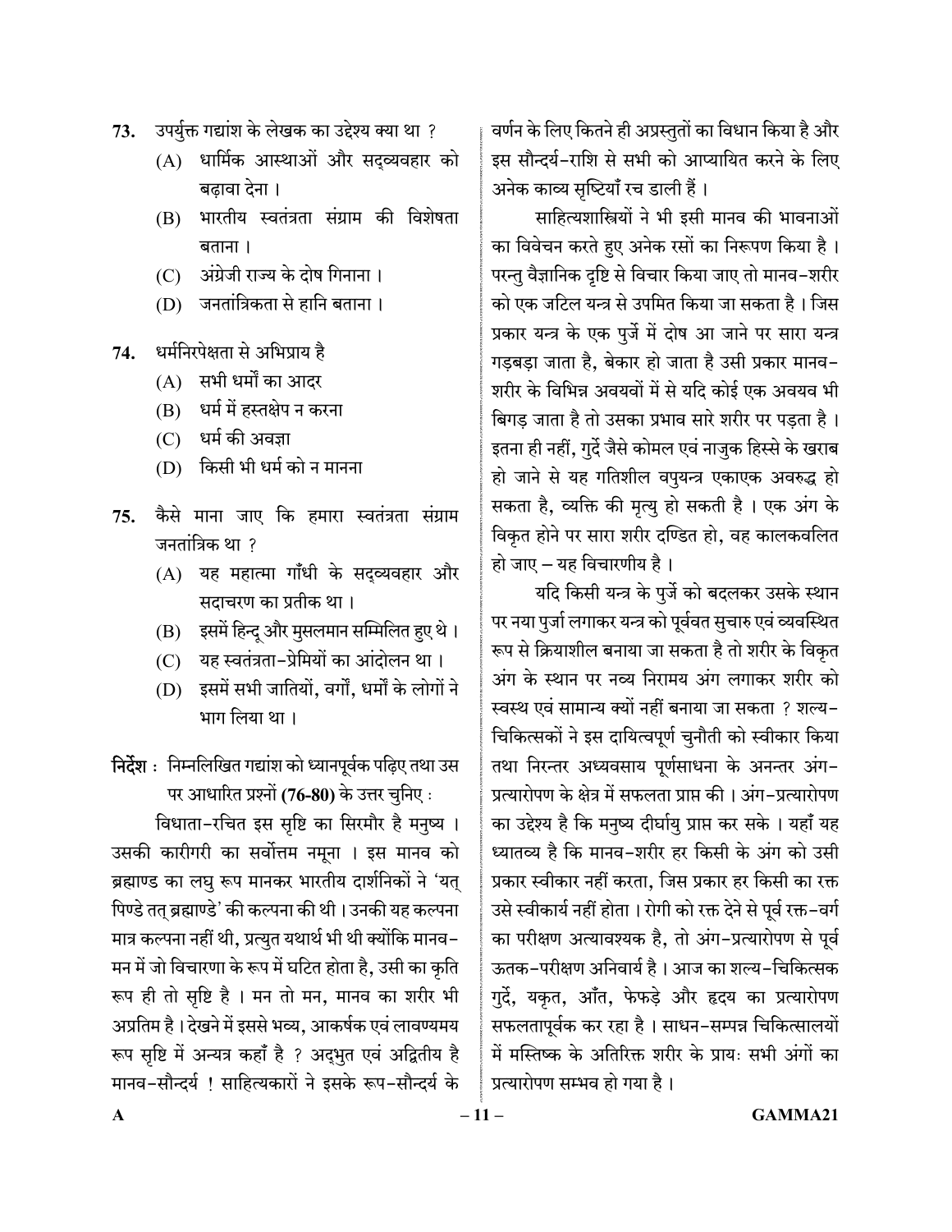73. उपर्युक्त गद्यांश के लेखक का उद्देश्य क्या था ?
    (A) धार्मिक आस्थाओं और सद्व्यवहार को बढ़ावा देना ।
    (B) भारतीय स्वतंत्रता संग्राम की विशेषता बताना ।
    (C) अंग्रेजी राज्य के दोष गिनाना ।
    (D) जनतांत्रिकता से हानि बताना ।

74. धर्मनिरपेक्षता से अभिप्राय है
    (A) सभी धर्मों का आदर
    (B) धर्म में हस्तक्षेप न करना
    (C) धर्म की अवज्ञा
    (D) किसी भी धर्म को न मानना

75. कैसे माना जाए कि हमारा स्वतंत्रता संग्राम जनतांत्रिक था ?
    (A) यह महात्मा गाँधी के सद्व्यवहार और सदाचरण का प्रतीक था ।
    (B) इसमें हिन्दू और मुसलमान सम्मिलित हुए थे ।
    (C) यह स्वतंत्रता-प्रेमियों का आंदोलन था ।
    (D) इसमें सभी जातियों, वर्गों, धर्मों के लोगों ने भाग लिया था ।

**निर्देश :** निम्नलिखित गद्यांश को ध्यानपूर्वक पढ़िए तथा उस पर आधारित प्रश्नों **(76-80)** के उत्तर चुनिए :

विधाता-रचित इस सृष्टि का सिरमौर है मनुष्य । उसकी कारीगरी का सर्वोत्तम नमूना । इस मानव को ब्रह्माण्ड का लघु रूप मानकर भारतीय दार्शनिकों ने 'यत् पिण्डे तत् ब्रह्माण्डे' की कल्पना की थी । उनकी यह कल्पना मात्र कल्पना नहीं थी, प्रत्युत यथार्थ भी थी क्योंकि मानव-मन में जो विचारणा के रूप में घटित होता है, उसी का कृति रूप ही तो सृष्टि है । मन तो मन, मानव का शरीर भी अप्रतिम है । देखने में इससे भव्य, आकर्षक एवं लावण्यमय रूप सृष्टि में अन्यत्र कहाँ है ? अद्भुत एवं अद्वितीय है मानव-सौन्दर्य ! साहित्यकारों ने इसके रूप-सौन्दर्य के वर्णन के लिए कितने ही अप्रस्तुतों का विधान किया है और इस सौन्दर्य-राशि से सभी को आप्यायित करने के लिए अनेक काव्य सृष्टियाँ रच डाली हैं ।

साहित्यशास्त्रियों ने भी इसी मानव की भावनाओं का विवेचन करते हुए अनेक रसों का निरूपण किया है । परन्तु वैज्ञानिक दृष्टि से विचार किया जाए तो मानव-शरीर को एक जटिल यन्त्र से उपमित किया जा सकता है । जिस प्रकार यन्त्र के एक पुर्जे में दोष आ जाने पर सारा यन्त्र गड़बड़ा जाता है, बेकार हो जाता है उसी प्रकार मानव-शरीर के विभिन्न अवयवों में से यदि कोई एक अवयव भी बिगड़ जाता है तो उसका प्रभाव सारे शरीर पर पड़ता है । इतना ही नहीं, गुर्दे जैसे कोमल एवं नाजुक हिस्से के खराब हो जाने से यह गतिशील वपुयन्त्र एकाएक अवरुद्ध हो सकता है, व्यक्ति की मृत्यु हो सकती है । एक अंग के विकृत होने पर सारा शरीर दण्डित हो, वह कालकवलित हो जाए – यह विचारणीय है ।

यदि किसी यन्त्र के पुर्जे को बदलकर उसके स्थान पर नया पुर्जा लगाकर यन्त्र को पूर्ववत सुचारु एवं व्यवस्थित रूप से क्रियाशील बनाया जा सकता है तो शरीर के विकृत अंग के स्थान पर नव्य निरामय अंग लगाकर शरीर को स्वस्थ एवं सामान्य क्यों नहीं बनाया जा सकता ? शल्य-चिकित्सकों ने इस दायित्वपूर्ण चुनौती को स्वीकार किया तथा निरन्तर अध्यवसाय पूर्णसाधना के अनन्तर अंग-प्रत्यारोपण के क्षेत्र में सफलता प्राप्त की । अंग-प्रत्यारोपण का उद्देश्य है कि मनुष्य दीर्घायु प्राप्त कर सके । यहाँ यह ध्यातव्य है कि मानव-शरीर हर किसी के अंग को उसी प्रकार स्वीकार नहीं करता, जिस प्रकार हर किसी का रक्त उसे स्वीकार्य नहीं होता । रोगी को रक्त देने से पूर्व रक्त-वर्ग का परीक्षण अत्यावश्यक है, तो अंग-प्रत्यारोपण से पूर्व ऊतक-परीक्षण अनिवार्य है । आज का शल्य-चिकित्सक गुर्दे, यकृत, आँत, फेफड़े और हृदय का प्रत्यारोपण सफलतापूर्वक कर रहा है । साधन-सम्पन्न चिकित्सालयों में मस्तिष्क के अतिरिक्त शरीर के प्रायः सभी अंगों का प्रत्यारोपण सम्भव हो गया है ।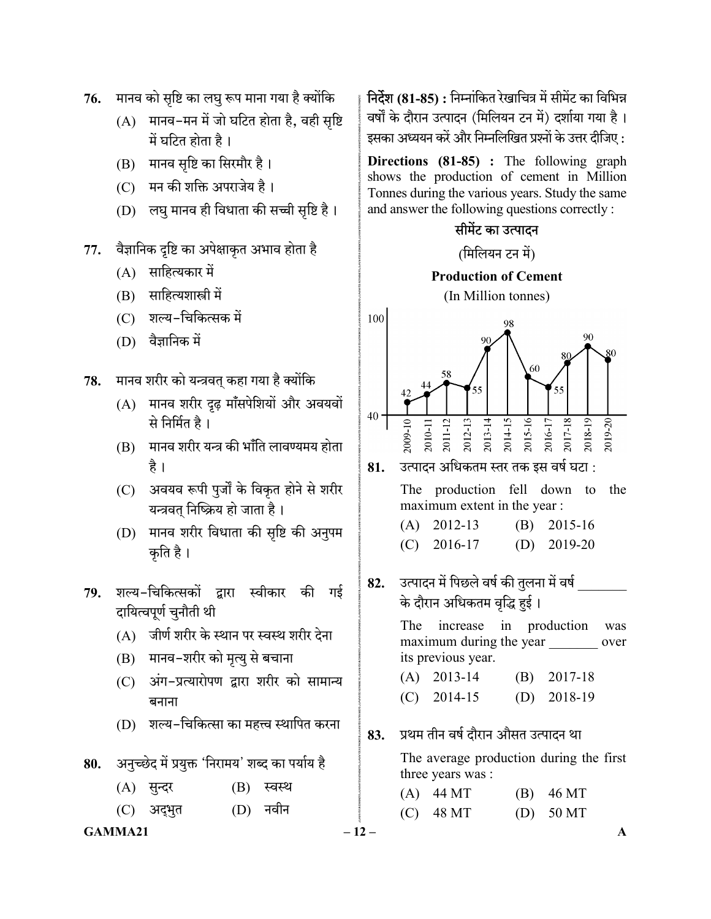76. मानव को सृष्टि का लघु रूप माना गया है क्योंकि

(A) मानव-मन में जो घटित होता है, वही सृष्टि में घटित होता है।

(B) मानव सृष्टि का सिरमौर है।

(C) मन की शक्ति अपराजेय है।

(D) लघु मानव ही विधाता की सच्ची सृष्टि है।

77. वैज्ञानिक दृष्टि का अपेक्षाकृत अभाव होता है

(A) साहित्यकार में

(B) साहित्यशास्त्री में

(C) शल्य-चिकित्सक में

(D) वैज्ञानिक में

78. मानव शरीर को यन्त्रवत् कहा गया है क्योंकि

(A) मानव शरीर दृढ़ माँसपेशियों और अवयवों से निर्मित है।

(B) मानव शरीर यन्त्र की भाँति लावण्यमय होता है।

(C) अवयव रूपी पुर्जों के विकृत होने से शरीर यन्त्रवत् निष्क्रिय हो जाता है।

(D) मानव शरीर विधाता की सृष्टि की अनुपम कृति है।

79. शल्य-चिकित्सकों द्वारा स्वीकार की गई दायित्वपूर्ण चुनौती थी

(A) जीर्ण शरीर के स्थान पर स्वस्थ शरीर देना

(B) मानव-शरीर को मृत्यु से बचाना

(C) अंग-प्रत्यारोपण द्वारा शरीर को सामान्य बनाना

(D) शल्य-चिकित्सा का महत्त्व स्थापित करना

80. अनुच्छेद में प्रयुक्त 'निरामय' शब्द का पर्याय है

(A) सुन्दर (B) स्वस्थ

(C) अद्भुत (D) नवीन

**निर्देश (81-85) :** निम्नांकित रेखाचित्र में सीमेंट का विभिन्न वर्षों के दौरान उत्पादन (मिलियन टन में) दर्शाया गया है। इसका अध्ययन करें और निम्नलिखित प्रश्नों के उत्तर दीजिए :

**Directions (81-85) :** The following graph shows the production of cement in Million Tonnes during the various years. Study the same and answer the following questions correctly :

**सीमेंट का उत्पादन**

(मिलियन टन में)

**Production of Cement**

(In Million tonnes)

| Year | Production |
|---|---|
| 2009-10 | 42 |
| 2010-11 | 44 |
| 2011-12 | 58 |
| 2012-13 | 55 |
| 2013-14 | 90 |
| 2014-15 | 98 |
| 2015-16 | 60 |
| 2016-17 | 55 |
| 2017-18 | 80 |
| 2018-19 | 90 |
| 2019-20 | 80 |

81. उत्पादन अधिकतम स्तर तक इस वर्ष घटा :

The production fell down to the maximum extent in the year :

(A) 2012-13 (B) 2015-16

(C) 2016-17 (D) 2019-20

82. उत्पादन में पिछले वर्ष की तुलना में वर्ष _______ के दौरान अधिकतम वृद्धि हुई।

The increase in production was maximum during the year _______ over its previous year.

(A) 2013-14 (B) 2017-18

(C) 2014-15 (D) 2018-19

83. प्रथम तीन वर्ष दौरान औसत उत्पादन था

The average production during the first three years was :

(A) 44 MT (B) 46 MT

(C) 48 MT (D) 50 MT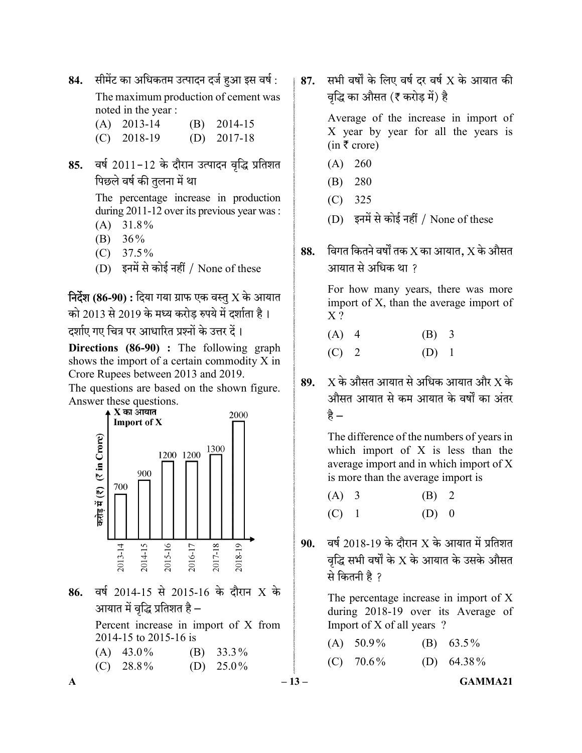**84.** सीमेंट का अधिकतम उत्पादन दर्ज हुआ इस वर्ष :

The maximum production of cement was noted in the year :

(A) 2013-14 (B) 2014-15
(C) 2018-19 (D) 2017-18

**85.** वर्ष 2011-12 के दौरान उत्पादन वृद्धि प्रतिशत पिछले वर्ष की तुलना में था

The percentage increase in production during 2011-12 over its previous year was :

(A) 31.8%
(B) 36%
(C) 37.5%
(D) इनमें से कोई नहीं / None of these

**निर्देश (86-90) :** दिया गया ग्राफ एक वस्तु X के आयात को 2013 से 2019 के मध्य करोड़ रुपये में दर्शाता है। दर्शाए गए चित्र पर आधारित प्रश्नों के उत्तर दें।

**Directions (86-90) :** The following graph shows the import of a certain commodity X in Crore Rupees between 2013 and 2019.
The questions are based on the shown figure. Answer these questions.

X का आयात / Import of X (करोड़ में (₹) (₹ in Crore))

| Year | 2013-14 | 2014-15 | 2015-16 | 2016-17 | 2017-18 | 2018-19 |
|---|---|---|---|---|---|---|
| Import of X | 700 | 900 | 1200 | 1200 | 1300 | 2000 |

**86.** वर्ष 2014-15 से 2015-16 के दौरान X के आयात में वृद्धि प्रतिशत है –

Percent increase in import of X from 2014-15 to 2015-16 is

(A) 43.0% (B) 33.3%
(C) 28.8% (D) 25.0%

**87.** सभी वर्षों के लिए वर्ष दर वर्ष X के आयात की वृद्धि का औसत (₹ करोड़ में) है

Average of the increase in import of X year by year for all the years is (in ₹ crore)

(A) 260
(B) 280
(C) 325
(D) इनमें से कोई नहीं / None of these

**88.** विगत कितने वर्षों तक X का आयात, X के औसत आयात से अधिक था ?

For how many years, there was more import of X, than the average import of X ?

(A) 4 (B) 3
(C) 2 (D) 1

**89.** X के औसत आयात से अधिक आयात और X के औसत आयात से कम आयात के वर्षों का अंतर है –

The difference of the numbers of years in which import of X is less than the average import and in which import of X is more than the average import is

(A) 3 (B) 2
(C) 1 (D) 0

**90.** वर्ष 2018-19 के दौरान X के आयात में प्रतिशत वृद्धि सभी वर्षों के X के आयात के उसके औसत से कितनी है ?

The percentage increase in import of X during 2018-19 over its Average of Import of X of all years ?

(A) 50.9% (B) 63.5%
(C) 70.6% (D) 64.38%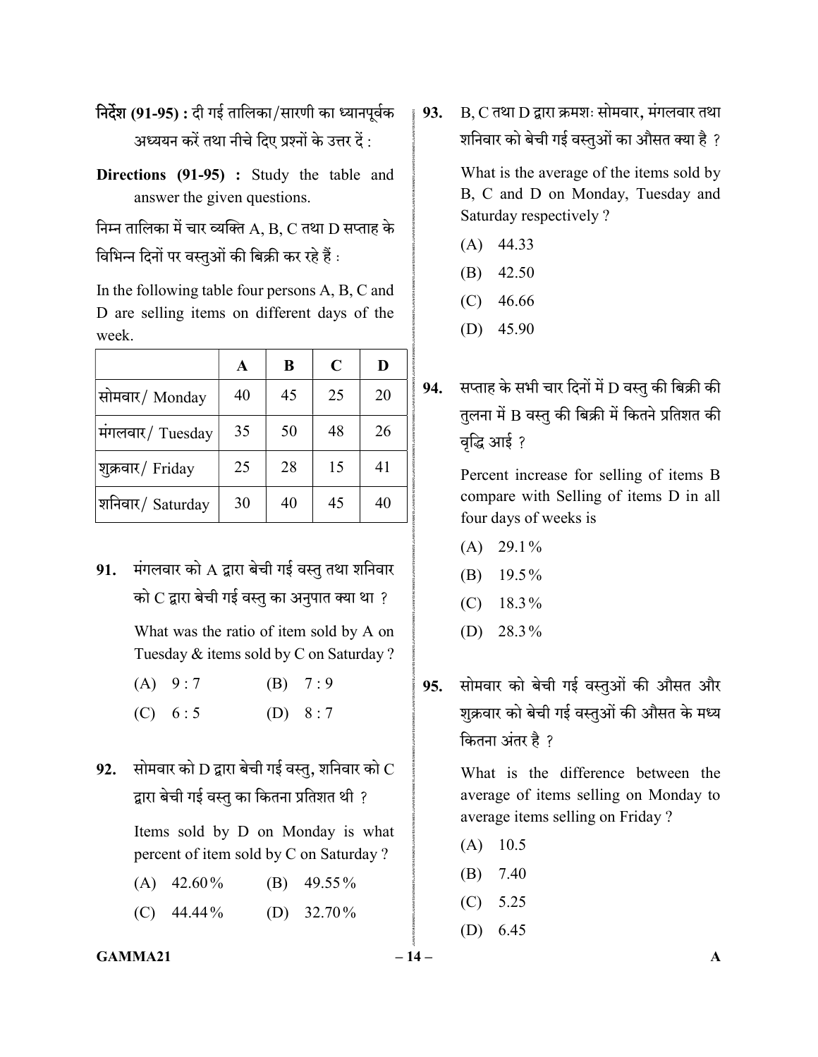**निर्देश (91-95) :** दी गई तालिका/सारणी का ध्यानपूर्वक अध्ययन करें तथा नीचे दिए प्रश्नों के उत्तर दें :

**Directions (91-95) :** Study the table and answer the given questions.

निम्न तालिका में चार व्यक्ति A, B, C तथा D सप्ताह के विभिन्न दिनों पर वस्तुओं की बिक्री कर रहे हैं :

In the following table four persons A, B, C and D are selling items on different days of the week.

| | **A** | **B** | **C** | **D** |
|---|---|---|---|---|
| सोमवार/ Monday | 40 | 45 | 25 | 20 |
| मंगलवार/ Tuesday | 35 | 50 | 48 | 26 |
| शुक्रवार/ Friday | 25 | 28 | 15 | 41 |
| शनिवार/ Saturday | 30 | 40 | 45 | 40 |

**91.** मंगलवार को A द्वारा बेची गई वस्तु तथा शनिवार को C द्वारा बेची गई वस्तु का अनुपात क्या था ?

What was the ratio of item sold by A on Tuesday & items sold by C on Saturday ?

(A) 9 : 7 (B) 7 : 9

(C) 6 : 5 (D) 8 : 7

**92.** सोमवार को D द्वारा बेची गई वस्तु, शनिवार को C द्वारा बेची गई वस्तु का कितना प्रतिशत थी ?

Items sold by D on Monday is what percent of item sold by C on Saturday ?

(A) 42.60% (B) 49.55%

(C) 44.44% (D) 32.70%

**93.** B, C तथा D द्वारा क्रमशः सोमवार, मंगलवार तथा शनिवार को बेची गई वस्तुओं का औसत क्या है ?

What is the average of the items sold by B, C and D on Monday, Tuesday and Saturday respectively ?

(A) 44.33

(B) 42.50

(C) 46.66

(D) 45.90

**94.** सप्ताह के सभी चार दिनों में D वस्तु की बिक्री की तुलना में B वस्तु की बिक्री में कितने प्रतिशत की वृद्धि आई ?

Percent increase for selling of items B compare with Selling of items D in all four days of weeks is

(A) 29.1%

(B) 19.5%

(C) 18.3%

(D) 28.3%

**95.** सोमवार को बेची गई वस्तुओं की औसत और शुक्रवार को बेची गई वस्तुओं की औसत के मध्य कितना अंतर है ?

What is the difference between the average of items selling on Monday to average items selling on Friday ?

(A) 10.5

(B) 7.40

(C) 5.25

(D) 6.45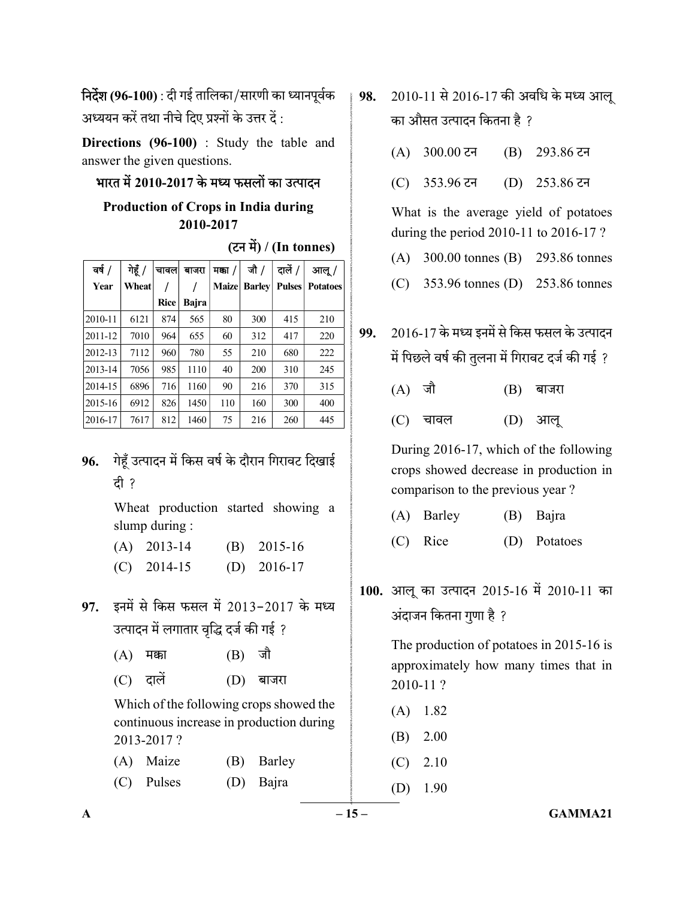**निर्देश (96-100)** : दी गई तालिका/सारणी का ध्यानपूर्वक अध्ययन करें तथा नीचे दिए प्रश्नों के उत्तर दें :

**Directions (96-100)** : Study the table and answer the given questions.

**भारत में 2010-2017 के मध्य फसलों का उत्पादन**

**Production of Crops in India during 2010-2017**

**(टन में) / (In tonnes)**

| वर्ष / Year | गेहूँ / Wheat | चावल / Rice | बाजरा / Bajra | मक्का / Maize | जौ / Barley | दालें / Pulses | आलू / Potatoes |
|---|---|---|---|---|---|---|---|
| 2010-11 | 6121 | 874 | 565 | 80 | 300 | 415 | 210 |
| 2011-12 | 7010 | 964 | 655 | 60 | 312 | 417 | 220 |
| 2012-13 | 7112 | 960 | 780 | 55 | 210 | 680 | 222 |
| 2013-14 | 7056 | 985 | 1110 | 40 | 200 | 310 | 245 |
| 2014-15 | 6896 | 716 | 1160 | 90 | 216 | 370 | 315 |
| 2015-16 | 6912 | 826 | 1450 | 110 | 160 | 300 | 400 |
| 2016-17 | 7617 | 812 | 1460 | 75 | 216 | 260 | 445 |

**96.** गेहूँ उत्पादन में किस वर्ष के दौरान गिरावट दिखाई दी ?

Wheat production started showing a slump during :

(A) 2013-14 (B) 2015-16

(C) 2014-15 (D) 2016-17

**97.** इनमें से किस फसल में 2013-2017 के मध्य उत्पादन में लगातार वृद्धि दर्ज की गई ?

(A) मक्का (B) जौ

(C) दालें (D) बाजरा

Which of the following crops showed the continuous increase in production during 2013-2017 ?

(A) Maize (B) Barley

(C) Pulses (D) Bajra

**98.** 2010-11 से 2016-17 की अवधि के मध्य आलू का औसत उत्पादन कितना है ?

(A) 300.00 टन (B) 293.86 टन

(C) 353.96 टन (D) 253.86 टन

What is the average yield of potatoes during the period 2010-11 to 2016-17 ?

(A) 300.00 tonnes (B) 293.86 tonnes

(C) 353.96 tonnes (D) 253.86 tonnes

**99.** 2016-17 के मध्य इनमें से किस फसल के उत्पादन में पिछले वर्ष की तुलना में गिरावट दर्ज की गई ?

(A) जौ (B) बाजरा

(C) चावल (D) आलू

During 2016-17, which of the following crops showed decrease in production in comparison to the previous year ?

(A) Barley (B) Bajra

(C) Rice (D) Potatoes

**100.** आलू का उत्पादन 2015-16 में 2010-11 का अंदाजन कितना गुणा है ?

The production of potatoes in 2015-16 is approximately how many times that in 2010-11 ?

(A) 1.82

(B) 2.00

(C) 2.10

(D) 1.90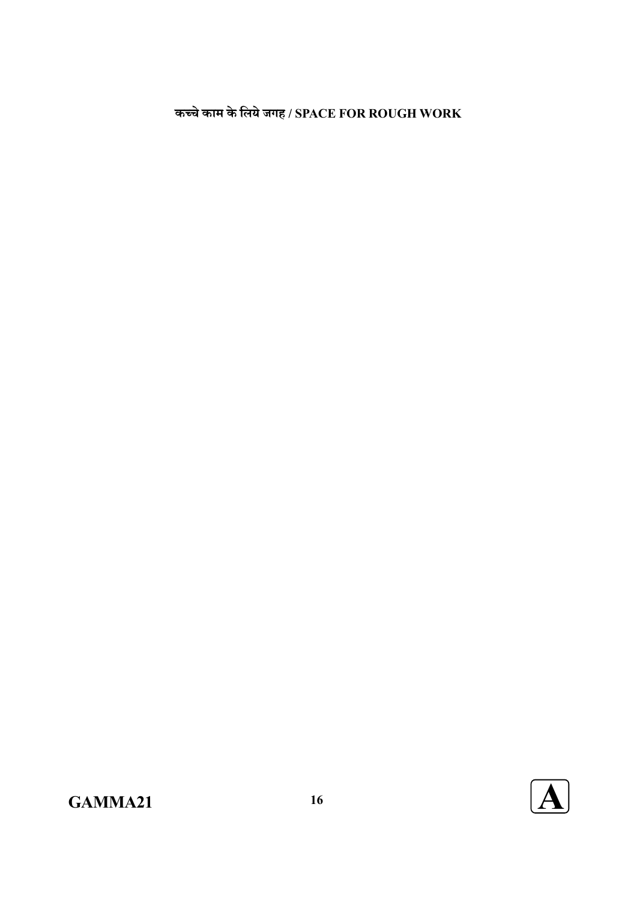**कच्चे काम के लिये जगह / SPACE FOR ROUGH WORK**